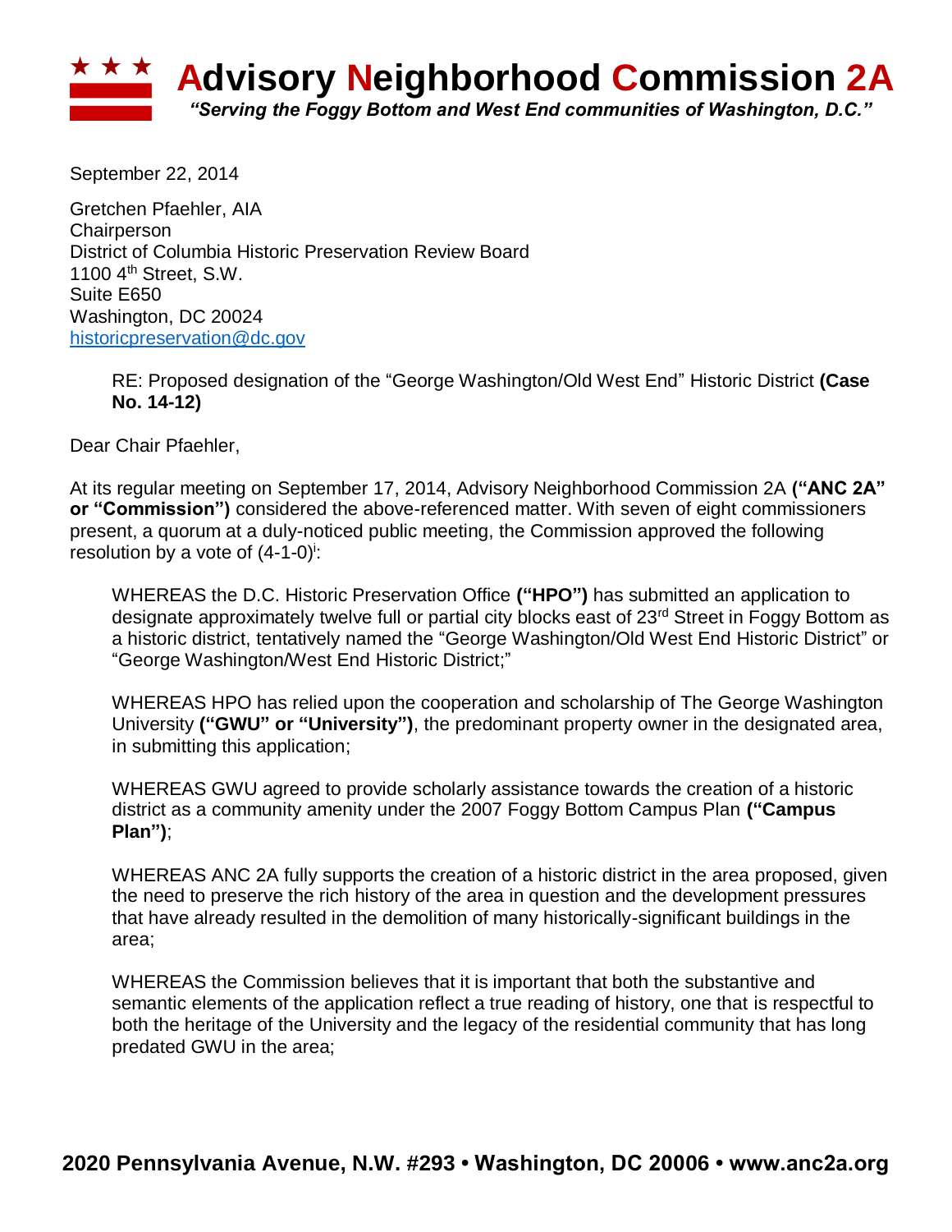# Advisory Neighborhood Commission 2A

*"Serving the Foggy Bottom and West End communities of Washington, D.C."*

September 22, 2014

Gretchen Pfaehler, AIA
Chairperson
District of Columbia Historic Preservation Review Board
1100 4th Street, S.W.
Suite E650
Washington, DC 20024
historicpreservation@dc.gov

> RE: Proposed designation of the "George Washington/Old West End" Historic District **(Case No. 14-12)**

Dear Chair Pfaehler,

At its regular meeting on September 17, 2014, Advisory Neighborhood Commission 2A **("ANC 2A" or "Commission")** considered the above-referenced matter. With seven of eight commissioners present, a quorum at a duly-noticed public meeting, the Commission approved the following resolution by a vote of (4-1-0)[i]:

> WHEREAS the D.C. Historic Preservation Office **("HPO")** has submitted an application to designate approximately twelve full or partial city blocks east of 23rd Street in Foggy Bottom as a historic district, tentatively named the "George Washington/Old West End Historic District" or "George Washington/West End Historic District;"
>
> WHEREAS HPO has relied upon the cooperation and scholarship of The George Washington University **("GWU" or "University")**, the predominant property owner in the designated area, in submitting this application;
>
> WHEREAS GWU agreed to provide scholarly assistance towards the creation of a historic district as a community amenity under the 2007 Foggy Bottom Campus Plan **("Campus Plan")**;
>
> WHEREAS ANC 2A fully supports the creation of a historic district in the area proposed, given the need to preserve the rich history of the area in question and the development pressures that have already resulted in the demolition of many historically-significant buildings in the area;
>
> WHEREAS the Commission believes that it is important that both the substantive and semantic elements of the application reflect a true reading of history, one that is respectful to both the heritage of the University and the legacy of the residential community that has long predated GWU in the area;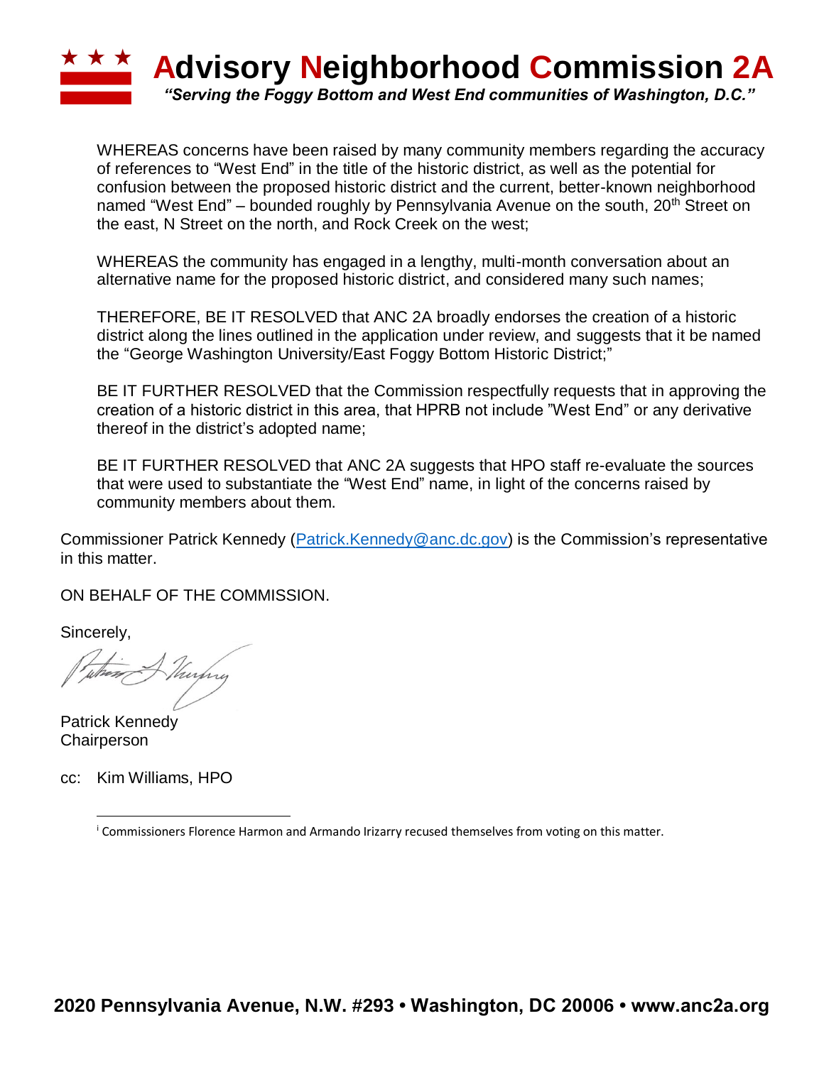# Advisory Neighborhood Commission 2A

*"Serving the Foggy Bottom and West End communities of Washington, D.C."*

WHEREAS concerns have been raised by many community members regarding the accuracy of references to "West End" in the title of the historic district, as well as the potential for confusion between the proposed historic district and the current, better-known neighborhood named "West End" – bounded roughly by Pennsylvania Avenue on the south, 20th Street on the east, N Street on the north, and Rock Creek on the west;

WHEREAS the community has engaged in a lengthy, multi-month conversation about an alternative name for the proposed historic district, and considered many such names;

THEREFORE, BE IT RESOLVED that ANC 2A broadly endorses the creation of a historic district along the lines outlined in the application under review, and suggests that it be named the "George Washington University/East Foggy Bottom Historic District;"

BE IT FURTHER RESOLVED that the Commission respectfully requests that in approving the creation of a historic district in this area, that HPRB not include "West End" or any derivative thereof in the district's adopted name;

BE IT FURTHER RESOLVED that ANC 2A suggests that HPO staff re-evaluate the sources that were used to substantiate the "West End" name, in light of the concerns raised by community members about them.

Commissioner Patrick Kennedy (Patrick.Kennedy@anc.dc.gov) is the Commission's representative in this matter.

ON BEHALF OF THE COMMISSION.

Sincerely,

Patrick Kennedy
Chairperson

cc: Kim Williams, HPO

---

[i] Commissioners Florence Harmon and Armando Irizarry recused themselves from voting on this matter.

2020 Pennsylvania Avenue, N.W. #293 • Washington, DC 20006 • www.anc2a.org